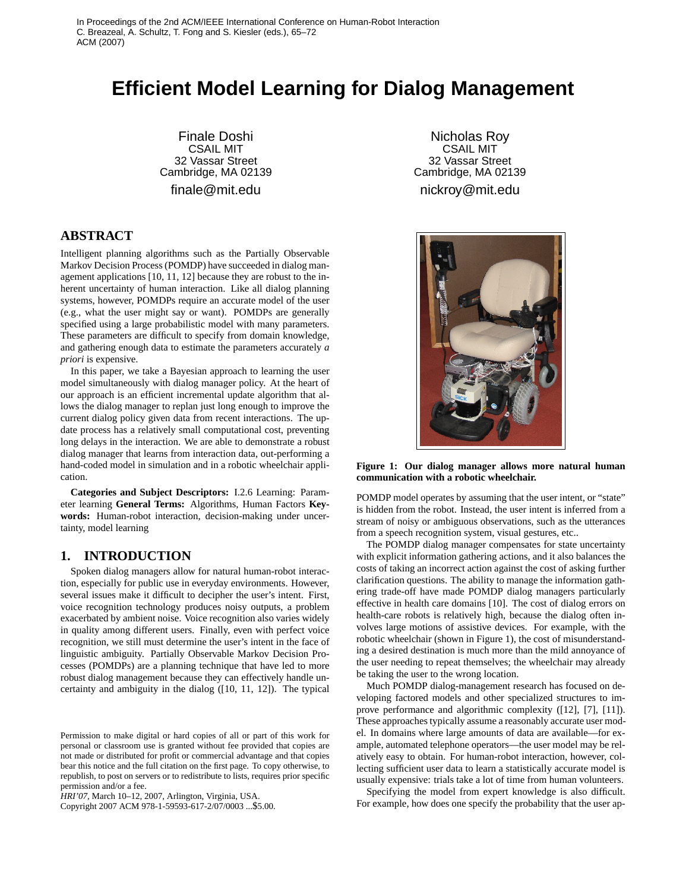In Proceedings of the 2nd ACM/IEEE International Conference on Human-Robot Interaction
C. Breazeal, A. Schultz, T. Fong and S. Kiesler (eds.), 65–72
ACM (2007)

# Efficient Model Learning for Dialog Management

Finale Doshi
CSAIL MIT
32 Vassar Street
Cambridge, MA 02139
finale@mit.edu

Nicholas Roy
CSAIL MIT
32 Vassar Street
Cambridge, MA 02139
nickroy@mit.edu

## ABSTRACT

Intelligent planning algorithms such as the Partially Observable Markov Decision Process (POMDP) have succeeded in dialog management applications [10, 11, 12] because they are robust to the inherent uncertainty of human interaction. Like all dialog planning systems, however, POMDPs require an accurate model of the user (e.g., what the user might say or want). POMDPs are generally specified using a large probabilistic model with many parameters. These parameters are difficult to specify from domain knowledge, and gathering enough data to estimate the parameters accurately *a priori* is expensive.

In this paper, we take a Bayesian approach to learning the user model simultaneously with dialog manager policy. At the heart of our approach is an efficient incremental update algorithm that allows the dialog manager to replan just long enough to improve the current dialog policy given data from recent interactions. The update process has a relatively small computational cost, preventing long delays in the interaction. We are able to demonstrate a robust dialog manager that learns from interaction data, out-performing a hand-coded model in simulation and in a robotic wheelchair application.

**Categories and Subject Descriptors:** I.2.6 Learning: Parameter learning **General Terms:** Algorithms, Human Factors **Keywords:** Human-robot interaction, decision-making under uncertainty, model learning

## 1. INTRODUCTION

Spoken dialog managers allow for natural human-robot interaction, especially for public use in everyday environments. However, several issues make it difficult to decipher the user's intent. First, voice recognition technology produces noisy outputs, a problem exacerbated by ambient noise. Voice recognition also varies widely in quality among different users. Finally, even with perfect voice recognition, we still must determine the user's intent in the face of linguistic ambiguity. Partially Observable Markov Decision Processes (POMDPs) are a planning technique that have led to more robust dialog management because they can effectively handle uncertainty and ambiguity in the dialog ([10, 11, 12]). The typical POMDP model operates by assuming that the user intent, or "state" is hidden from the robot. Instead, the user intent is inferred from a stream of noisy or ambiguous observations, such as the utterances from a speech recognition system, visual gestures, etc..

**Figure 1: Our dialog manager allows more natural human communication with a robotic wheelchair.**

The POMDP dialog manager compensates for state uncertainty with explicit information gathering actions, and it also balances the costs of taking an incorrect action against the cost of asking further clarification questions. The ability to manage the information gathering trade-off have made POMDP dialog managers particularly effective in health care domains [10]. The cost of dialog errors on health-care robots is relatively high, because the dialog often involves large motions of assistive devices. For example, with the robotic wheelchair (shown in Figure 1), the cost of misunderstanding a desired destination is much more than the mild annoyance of the user needing to repeat themselves; the wheelchair may already be taking the user to the wrong location.

Much POMDP dialog-management research has focused on developing factored models and other specialized structures to improve performance and algorithmic complexity ([12], [7], [11]). These approaches typically assume a reasonably accurate user model. In domains where large amounts of data are available—for example, automated telephone operators—the user model may be relatively easy to obtain. For human-robot interaction, however, collecting sufficient user data to learn a statistically accurate model is usually expensive: trials take a lot of time from human volunteers.

Specifying the model from expert knowledge is also difficult. For example, how does one specify the probability that the user ap-

Permission to make digital or hard copies of all or part of this work for personal or classroom use is granted without fee provided that copies are not made or distributed for profit or commercial advantage and that copies bear this notice and the full citation on the first page. To copy otherwise, to republish, to post on servers or to redistribute to lists, requires prior specific permission and/or a fee.
*HRI'07*, March 10–12, 2007, Arlington, Virginia, USA.
Copyright 2007 ACM 978-1-59593-617-2/07/0003 ...$5.00.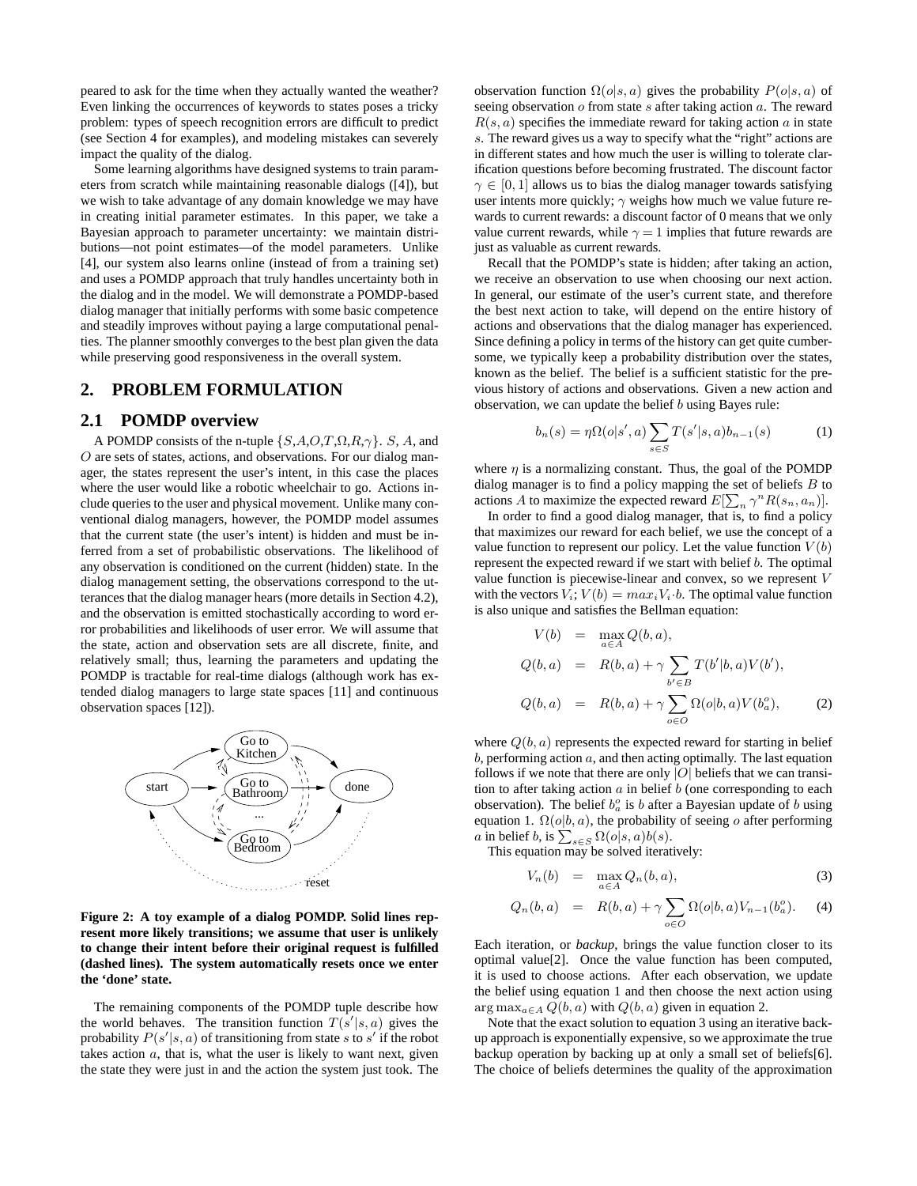peared to ask for the time when they actually wanted the weather? Even linking the occurrences of keywords to states poses a tricky problem: types of speech recognition errors are difficult to predict (see Section 4 for examples), and modeling mistakes can severely impact the quality of the dialog.

Some learning algorithms have designed systems to train parameters from scratch while maintaining reasonable dialogs ([4]), but we wish to take advantage of any domain knowledge we may have in creating initial parameter estimates. In this paper, we take a Bayesian approach to parameter uncertainty: we maintain distributions—not point estimates—of the model parameters. Unlike [4], our system also learns online (instead of from a training set) and uses a POMDP approach that truly handles uncertainty both in the dialog and in the model. We will demonstrate a POMDP-based dialog manager that initially performs with some basic competence and steadily improves without paying a large computational penalties. The planner smoothly converges to the best plan given the data while preserving good responsiveness in the overall system.

## 2. PROBLEM FORMULATION

### 2.1 POMDP overview

A POMDP consists of the n-tuple $\{S,A,O,T,\Omega,R,\gamma\}$. $S$, $A$, and $O$ are sets of states, actions, and observations. For our dialog manager, the states represent the user's intent, in this case the places where the user would like a robotic wheelchair to go. Actions include queries to the user and physical movement. Unlike many conventional dialog managers, however, the POMDP model assumes that the current state (the user's intent) is hidden and must be inferred from a set of probabilistic observations. The likelihood of any observation is conditioned on the current (hidden) state. In the dialog management setting, the observations correspond to the utterances that the dialog manager hears (more details in Section 4.2), and the observation is emitted stochastically according to word error probabilities and likelihoods of user error. We will assume that the state, action and observation sets are all discrete, finite, and relatively small; thus, learning the parameters and updating the POMDP is tractable for real-time dialogs (although work has extended dialog managers to large state spaces [11] and continuous observation spaces [12]).

**Figure 2: A toy example of a dialog POMDP. Solid lines represent more likely transitions; we assume that user is unlikely to change their intent before their original request is fulfilled (dashed lines). The system automatically resets once we enter the 'done' state.**

The remaining components of the POMDP tuple describe how the world behaves. The transition function $T(s'|s,a)$ gives the probability $P(s'|s,a)$ of transitioning from state $s$ to $s'$ if the robot takes action $a$, that is, what the user is likely to want next, given the state they were just in and the action the system just took. The observation function $\Omega(o|s,a)$ gives the probability $P(o|s,a)$ of seeing observation $o$ from state $s$ after taking action $a$. The reward $R(s,a)$ specifies the immediate reward for taking action $a$ in state $s$. The reward gives us a way to specify what the "right" actions are in different states and how much the user is willing to tolerate clarification questions before becoming frustrated. The discount factor $\gamma \in [0,1]$ allows us to bias the dialog manager towards satisfying user intents more quickly; $\gamma$ weighs how much we value future rewards to current rewards: a discount factor of 0 means that we only value current rewards, while $\gamma = 1$ implies that future rewards are just as valuable as current rewards.

Recall that the POMDP's state is hidden; after taking an action, we receive an observation to use when choosing our next action. In general, our estimate of the user's current state, and therefore the best next action to take, will depend on the entire history of actions and observations that the dialog manager has experienced. Since defining a policy in terms of the history can get quite cumbersome, we typically keep a probability distribution over the states, known as the belief. The belief is a sufficient statistic for the previous history of actions and observations. Given a new action and observation, we can update the belief $b$ using Bayes rule:

$$b_n(s) = \eta \Omega(o|s',a) \sum_{s \in S} T(s'|s,a) b_{n-1}(s) \tag{1}$$

where $\eta$ is a normalizing constant. Thus, the goal of the POMDP dialog manager is to find a policy mapping the set of beliefs $B$ to actions $A$ to maximize the expected reward $E[\sum_n \gamma^n R(s_n,a_n)]$.

In order to find a good dialog manager, that is, to find a policy that maximizes our reward for each belief, we use the concept of a value function to represent our policy. Let the value function $V(b)$ represent the expected reward if we start with belief $b$. The optimal value function is piecewise-linear and convex, so we represent $V$ with the vectors $V_i$; $V(b) = max_i V_i \cdot b$. The optimal value function is also unique and satisfies the Bellman equation:

$$\begin{aligned} V(b) &= \max_{a \in A} Q(b,a), \\ Q(b,a) &= R(b,a) + \gamma \sum_{b' \in B} T(b'|b,a) V(b'), \\ Q(b,a) &= R(b,a) + \gamma \sum_{o \in O} \Omega(o|b,a) V(b_a^o), \end{aligned} \tag{2}$$

where $Q(b,a)$ represents the expected reward for starting in belief $b$, performing action $a$, and then acting optimally. The last equation follows if we note that there are only $|O|$ beliefs that we can transition to after taking action $a$ in belief $b$ (one corresponding to each observation). The belief $b_a^o$ is $b$ after a Bayesian update of $b$ using equation 1. $\Omega(o|b,a)$, the probability of seeing $o$ after performing $a$ in belief $b$, is $\sum_{s \in S} \Omega(o|s,a) b(s)$.

This equation may be solved iteratively:

$$V_n(b) = \max_{a \in A} Q_n(b,a), \tag{3}$$

$$Q_n(b,a) = R(b,a) + \gamma \sum_{o \in O} \Omega(o|b,a) V_{n-1}(b_a^o). \tag{4}$$

Each iteration, or *backup*, brings the value function closer to its optimal value[2]. Once the value function has been computed, it is used to choose actions. After each observation, we update the belief using equation 1 and then choose the next action using $\arg\max_{a \in A} Q(b,a)$ with $Q(b,a)$ given in equation 2.

Note that the exact solution to equation 3 using an iterative backup approach is exponentially expensive, so we approximate the true backup operation by backing up at only a small set of beliefs[6]. The choice of beliefs determines the quality of the approximation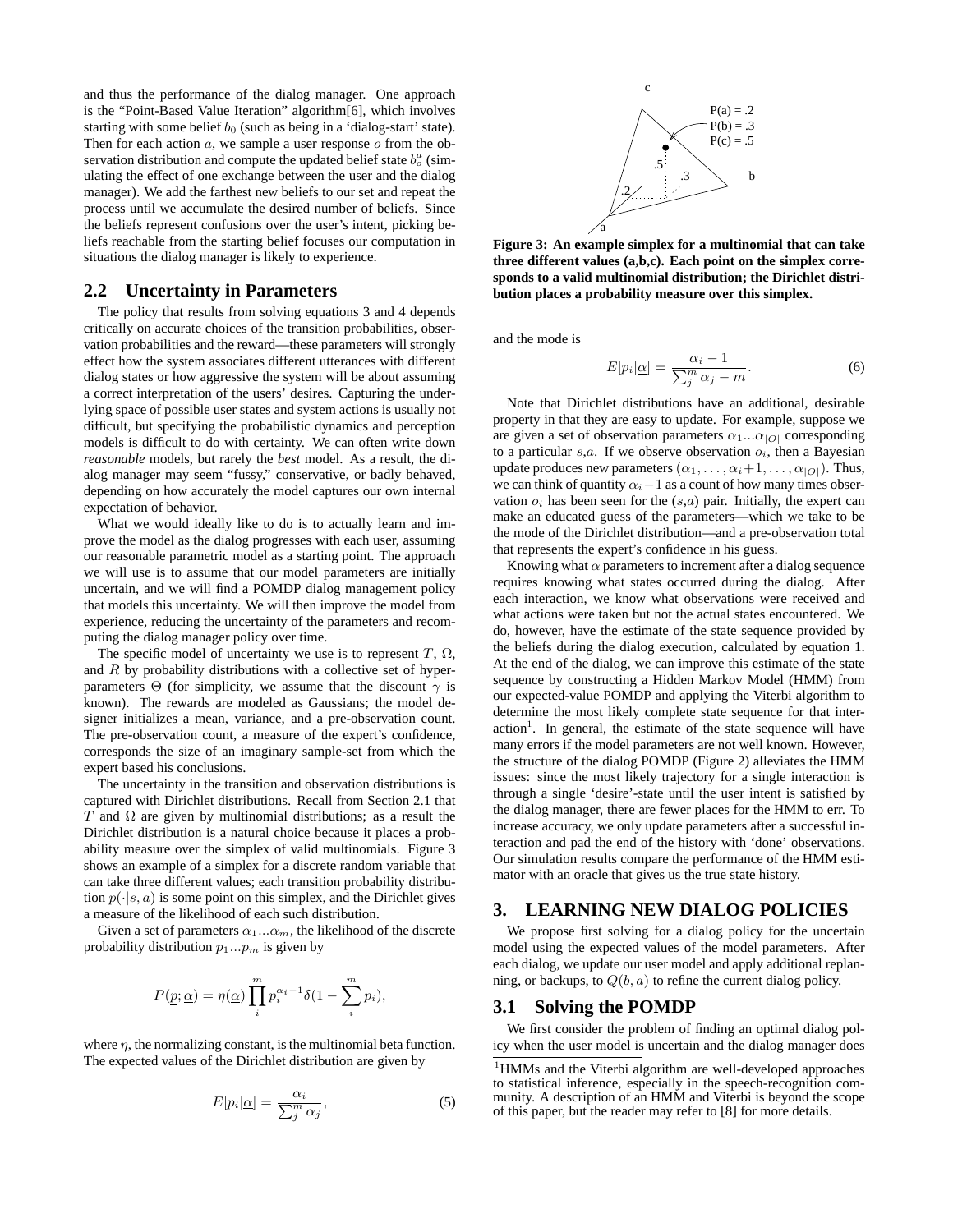and thus the performance of the dialog manager. One approach is the "Point-Based Value Iteration" algorithm[6], which involves starting with some belief $b_0$ (such as being in a 'dialog-start' state). Then for each action $a$, we sample a user response $o$ from the observation distribution and compute the updated belief state $b_o^a$ (simulating the effect of one exchange between the user and the dialog manager). We add the farthest new beliefs to our set and repeat the process until we accumulate the desired number of beliefs. Since the beliefs represent confusions over the user's intent, picking beliefs reachable from the starting belief focuses our computation in situations the dialog manager is likely to experience.

## 2.2 Uncertainty in Parameters

The policy that results from solving equations 3 and 4 depends critically on accurate choices of the transition probabilities, observation probabilities and the reward—these parameters will strongly effect how the system associates different utterances with different dialog states or how aggressive the system will be about assuming a correct interpretation of the users' desires. Capturing the underlying space of possible user states and system actions is usually not difficult, but specifying the probabilistic dynamics and perception models is difficult to do with certainty. We can often write down *reasonable* models, but rarely the *best* model. As a result, the dialog manager may seem "fussy," conservative, or badly behaved, depending on how accurately the model captures our own internal expectation of behavior.

What we would ideally like to do is to actually learn and improve the model as the dialog progresses with each user, assuming our reasonable parametric model as a starting point. The approach we will use is to assume that our model parameters are initially uncertain, and we will find a POMDP dialog management policy that models this uncertainty. We will then improve the model from experience, reducing the uncertainty of the parameters and recomputing the dialog manager policy over time.

The specific model of uncertainty we use is to represent $T$, $\Omega$, and $R$ by probability distributions with a collective set of hyperparameters $\Theta$ (for simplicity, we assume that the discount $\gamma$ is known). The rewards are modeled as Gaussians; the model designer initializes a mean, variance, and a pre-observation count. The pre-observation count, a measure of the expert's confidence, corresponds the size of an imaginary sample-set from which the expert based his conclusions.

The uncertainty in the transition and observation distributions is captured with Dirichlet distributions. Recall from Section 2.1 that $T$ and $\Omega$ are given by multinomial distributions; as a result the Dirichlet distribution is a natural choice because it places a probability measure over the simplex of valid multinomials. Figure 3 shows an example of a simplex for a discrete random variable that can take three different values; each transition probability distribution $p(\cdot|s,a)$ is some point on this simplex, and the Dirichlet gives a measure of the likelihood of each such distribution.

Given a set of parameters $\alpha_1 ... \alpha_m$, the likelihood of the discrete probability distribution $p_1 ... p_m$ is given by

$$P(\underline{p};\underline{\alpha}) = \eta(\underline{\alpha}) \prod_i^m p_i^{\alpha_i - 1} \delta(1 - \sum_i^m p_i),$$

where $\eta$, the normalizing constant, is the multinomial beta function. The expected values of the Dirichlet distribution are given by

$$E[p_i|\underline{\alpha}] = \frac{\alpha_i}{\sum_j^m \alpha_j}, \tag{5}$$

**Figure 3: An example simplex for a multinomial that can take three different values (a,b,c). Each point on the simplex corresponds to a valid multinomial distribution; the Dirichlet distribution places a probability measure over this simplex.**

and the mode is

$$E[p_i|\underline{\alpha}] = \frac{\alpha_i - 1}{\sum_j^m \alpha_j - m}. \tag{6}$$

Note that Dirichlet distributions have an additional, desirable property in that they are easy to update. For example, suppose we are given a set of observation parameters $\alpha_1 ... \alpha_{|O|}$ corresponding to a particular $s$,$a$. If we observe observation $o_i$, then a Bayesian update produces new parameters $(\alpha_1, \ldots, \alpha_i + 1, \ldots, \alpha_{|O|})$. Thus, we can think of quantity $\alpha_i - 1$ as a count of how many times observation $o_i$ has been seen for the ($s$,$a$) pair. Initially, the expert can make an educated guess of the parameters—which we take to be the mode of the Dirichlet distribution—and a pre-observation total that represents the expert's confidence in his guess.

Knowing what $\alpha$ parameters to increment after a dialog sequence requires knowing what states occurred during the dialog. After each interaction, we know what observations were received and what actions were taken but not the actual states encountered. We do, however, have the estimate of the state sequence provided by the beliefs during the dialog execution, calculated by equation 1. At the end of the dialog, we can improve this estimate of the state sequence by constructing a Hidden Markov Model (HMM) from our expected-value POMDP and applying the Viterbi algorithm to determine the most likely complete state sequence for that interaction[1]. In general, the estimate of the state sequence will have many errors if the model parameters are not well known. However, the structure of the dialog POMDP (Figure 2) alleviates the HMM issues: since the most likely trajectory for a single interaction is through a single 'desire'-state until the user intent is satisfied by the dialog manager, there are fewer places for the HMM to err. To increase accuracy, we only update parameters after a successful interaction and pad the end of the history with 'done' observations. Our simulation results compare the performance of the HMM estimator with an oracle that gives us the true state history.

# 3. LEARNING NEW DIALOG POLICIES

We propose first solving for a dialog policy for the uncertain model using the expected values of the model parameters. After each dialog, we update our user model and apply additional replanning, or backups, to $Q(b,a)$ to refine the current dialog policy.

## 3.1 Solving the POMDP

We first consider the problem of finding an optimal dialog policy when the user model is uncertain and the dialog manager does

[1] HMMs and the Viterbi algorithm are well-developed approaches to statistical inference, especially in the speech-recognition community. A description of an HMM and Viterbi is beyond the scope of this paper, but the reader may refer to [8] for more details.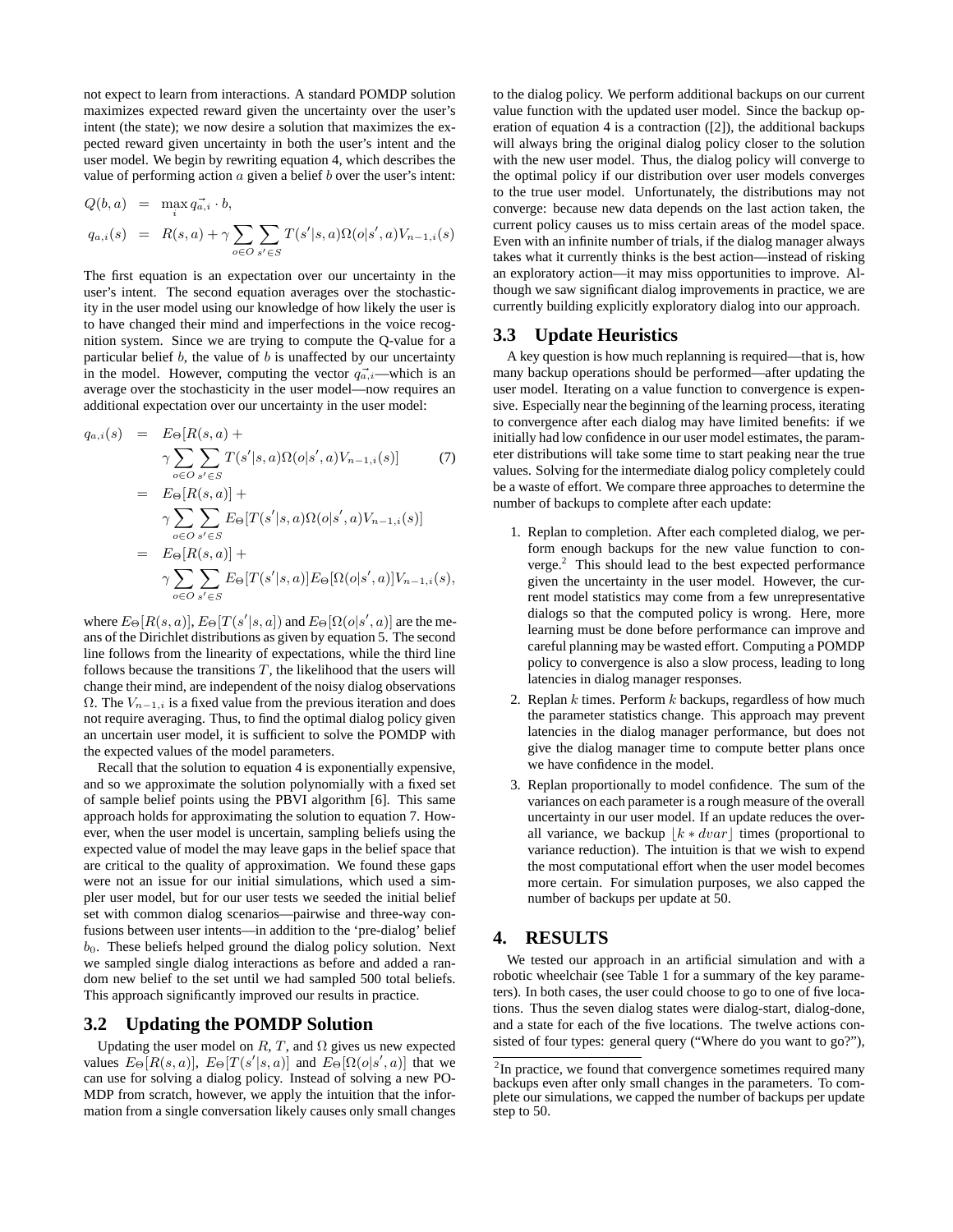not expect to learn from interactions. A standard POMDP solution maximizes expected reward given the uncertainty over the user's intent (the state); we now desire a solution that maximizes the expected reward given uncertainty in both the user's intent and the user model. We begin by rewriting equation 4, which describes the value of performing action $a$ given a belief $b$ over the user's intent:

$$
\begin{aligned}
Q(b,a) &= \max_i \vec{q_{a,i}} \cdot b, \\
q_{a,i}(s) &= R(s,a) + \gamma \sum_{o \in O} \sum_{s' \in S} T(s'|s,a)\Omega(o|s',a)V_{n-1,i}(s)
\end{aligned}
$$

The first equation is an expectation over our uncertainty in the user's intent. The second equation averages over the stochasticity in the user model using our knowledge of how likely the user is to have changed their mind and imperfections in the voice recognition system. Since we are trying to compute the Q-value for a particular belief $b$, the value of $b$ is unaffected by our uncertainty in the model. However, computing the vector $\vec{q_{a,i}}$—which is an average over the stochasticity in the user model—now requires an additional expectation over our uncertainty in the user model:

$$
\begin{aligned}
q_{a,i}(s) &= E_\Theta[R(s,a) + \\
&\quad \gamma \sum_{o \in O} \sum_{s' \in S} T(s'|s,a)\Omega(o|s',a)V_{n-1,i}(s)] \qquad (7) \\
&= E_\Theta[R(s,a)] + \\
&\quad \gamma \sum_{o \in O} \sum_{s' \in S} E_\Theta[T(s'|s,a)\Omega(o|s',a)V_{n-1,i}(s)] \\
&= E_\Theta[R(s,a)] + \\
&\quad \gamma \sum_{o \in O} \sum_{s' \in S} E_\Theta[T(s'|s,a)]E_\Theta[\Omega(o|s',a)]V_{n-1,i}(s),
\end{aligned}
$$

where $E_\Theta[R(s,a)]$, $E_\Theta[T(s'|s,a])$ and $E_\Theta[\Omega(o|s',a)]$ are the means of the Dirichlet distributions as given by equation 5. The second line follows from the linearity of expectations, while the third line follows because the transitions $T$, the likelihood that the users will change their mind, are independent of the noisy dialog observations $\Omega$. The $V_{n-1,i}$ is a fixed value from the previous iteration and does not require averaging. Thus, to find the optimal dialog policy given an uncertain user model, it is sufficient to solve the POMDP with the expected values of the model parameters.

Recall that the solution to equation 4 is exponentially expensive, and so we approximate the solution polynomially with a fixed set of sample belief points using the PBVI algorithm [6]. This same approach holds for approximating the solution to equation 7. However, when the user model is uncertain, sampling beliefs using the expected value of model the may leave gaps in the belief space that are critical to the quality of approximation. We found these gaps were not an issue for our initial simulations, which used a simpler user model, but for our user tests we seeded the initial belief set with common dialog scenarios—pairwise and three-way confusions between user intents—in addition to the 'pre-dialog' belief $b_0$. These beliefs helped ground the dialog policy solution. Next we sampled single dialog interactions as before and added a random new belief to the set until we had sampled 500 total beliefs. This approach significantly improved our results in practice.

## 3.2 Updating the POMDP Solution

Updating the user model on $R$, $T$, and $\Omega$ gives us new expected values $E_\Theta[R(s,a)]$, $E_\Theta[T(s'|s,a)]$ and $E_\Theta[\Omega(o|s',a)]$ that we can use for solving a dialog policy. Instead of solving a new POMDP from scratch, however, we apply the intuition that the information from a single conversation likely causes only small changes to the dialog policy. We perform additional backups on our current value function with the updated user model. Since the backup operation of equation 4 is a contraction ([2]), the additional backups will always bring the original dialog policy closer to the solution with the new user model. Thus, the dialog policy will converge to the optimal policy if our distribution over user models converges to the true user model. Unfortunately, the distributions may not converge: because new data depends on the last action taken, the current policy causes us to miss certain areas of the model space. Even with an infinite number of trials, if the dialog manager always takes what it currently thinks is the best action—instead of risking an exploratory action—it may miss opportunities to improve. Although we saw significant dialog improvements in practice, we are currently building explicitly exploratory dialog into our approach.

## 3.3 Update Heuristics

A key question is how much replanning is required—that is, how many backup operations should be performed—after updating the user model. Iterating on a value function to convergence is expensive. Especially near the beginning of the learning process, iterating to convergence after each dialog may have limited benefits: if we initially had low confidence in our user model estimates, the parameter distributions will take some time to start peaking near the true values. Solving for the intermediate dialog policy completely could be a waste of effort. We compare three approaches to determine the number of backups to complete after each update:

1. Replan to completion. After each completed dialog, we perform enough backups for the new value function to converge.[2] This should lead to the best expected performance given the uncertainty in the user model. However, the current model statistics may come from a few unrepresentative dialogs so that the computed policy is wrong. Here, more learning must be done before performance can improve and careful planning may be wasted effort. Computing a POMDP policy to convergence is also a slow process, leading to long latencies in dialog manager responses.
2. Replan $k$ times. Perform $k$ backups, regardless of how much the parameter statistics change. This approach may prevent latencies in the dialog manager performance, but does not give the dialog manager time to compute better plans once we have confidence in the model.
3. Replan proportionally to model confidence. The sum of the variances on each parameter is a rough measure of the overall uncertainty in our user model. If an update reduces the overall variance, we backup $\lfloor k * dvar \rfloor$ times (proportional to variance reduction). The intuition is that we wish to expend the most computational effort when the user model becomes more certain. For simulation purposes, we also capped the number of backups per update at 50.

# 4. RESULTS

We tested our approach in an artificial simulation and with a robotic wheelchair (see Table 1 for a summary of the key parameters). In both cases, the user could choose to go to one of five locations. Thus the seven dialog states were dialog-start, dialog-done, and a state for each of the five locations. The twelve actions consisted of four types: general query ("Where do you want to go?"),

[2] In practice, we found that convergence sometimes required many backups even after only small changes in the parameters. To complete our simulations, we capped the number of backups per update step to 50.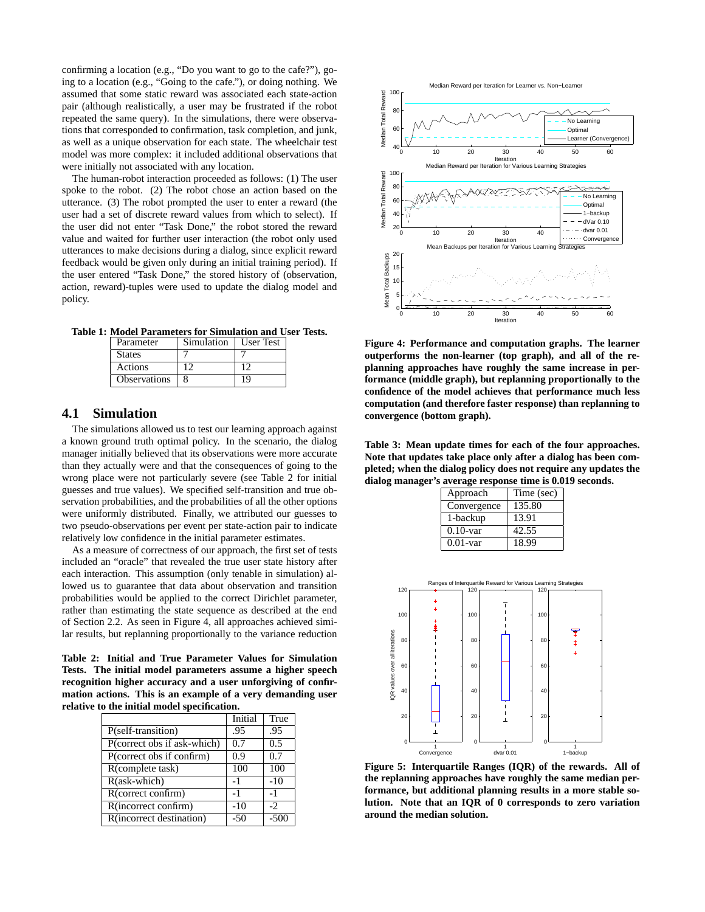confirming a location (e.g., "Do you want to go to the cafe?"), going to a location (e.g., "Going to the cafe."), or doing nothing. We assumed that some static reward was associated each state-action pair (although realistically, a user may be frustrated if the robot repeated the same query). In the simulations, there were observations that corresponded to confirmation, task completion, and junk, as well as a unique observation for each state. The wheelchair test model was more complex: it included additional observations that were initially not associated with any location.

The human-robot interaction proceeded as follows: (1) The user spoke to the robot. (2) The robot chose an action based on the utterance. (3) The robot prompted the user to enter a reward (the user had a set of discrete reward values from which to select). If the user did not enter "Task Done," the robot stored the reward value and waited for further user interaction (the robot only used utterances to make decisions during a dialog, since explicit reward feedback would be given only during an initial training period). If the user entered "Task Done," the stored history of (observation, action, reward)-tuples were used to update the dialog model and policy.

**Table 1: Model Parameters for Simulation and User Tests.**

| Parameter | Simulation | User Test |
|---|---|---|
| States | 7 | 7 |
| Actions | 12 | 12 |
| Observations | 8 | 19 |

## 4.1 Simulation

The simulations allowed us to test our learning approach against a known ground truth optimal policy. In the scenario, the dialog manager initially believed that its observations were more accurate than they actually were and that the consequences of going to the wrong place were not particularly severe (see Table 2 for initial guesses and true values). We specified self-transition and true observation probabilities, and the probabilities of all the other options were uniformly distributed. Finally, we attributed our guesses to two pseudo-observations per event per state-action pair to indicate relatively low confidence in the initial parameter estimates.

As a measure of correctness of our approach, the first set of tests included an "oracle" that revealed the true user state history after each interaction. This assumption (only tenable in simulation) allowed us to guarantee that data about observation and transition probabilities would be applied to the correct Dirichlet parameter, rather than estimating the state sequence as described at the end of Section 2.2. As seen in Figure 4, all approaches achieved similar results, but replanning proportionally to the variance reduction

**Table 2: Initial and True Parameter Values for Simulation Tests. The initial model parameters assume a higher speech recognition higher accuracy and a user unforgiving of confirmation actions. This is an example of a very demanding user relative to the initial model specification.**

| | Initial | True |
|---|---|---|
| P(self-transition) | .95 | .95 |
| P(correct obs if ask-which) | 0.7 | 0.5 |
| P(correct obs if confirm) | 0.9 | 0.7 |
| R(complete task) | 100 | 100 |
| R(ask-which) | -1 | -10 |
| R(correct confirm) | -1 | -1 |
| R(incorrect confirm) | -10 | -2 |
| R(incorrect destination) | -50 | -500 |

**Figure 4: Performance and computation graphs. The learner outperforms the non-learner (top graph), and all of the replanning approaches have roughly the same increase in performance (middle graph), but replanning proportionally to the confidence of the model achieves that performance much less computation (and therefore faster response) than replanning to convergence (bottom graph).**

**Table 3: Mean update times for each of the four approaches. Note that updates take place only after a dialog has been completed; when the dialog policy does not require any updates the dialog manager's average response time is 0.019 seconds.**

| Approach | Time (sec) |
|---|---|
| Convergence | 135.80 |
| 1-backup | 13.91 |
| 0.10-var | 42.55 |
| 0.01-var | 18.99 |

**Figure 5: Interquartile Ranges (IQR) of the rewards. All of the replanning approaches have roughly the same median performance, but additional planning results in a more stable solution. Note that an IQR of 0 corresponds to zero variation around the median solution.**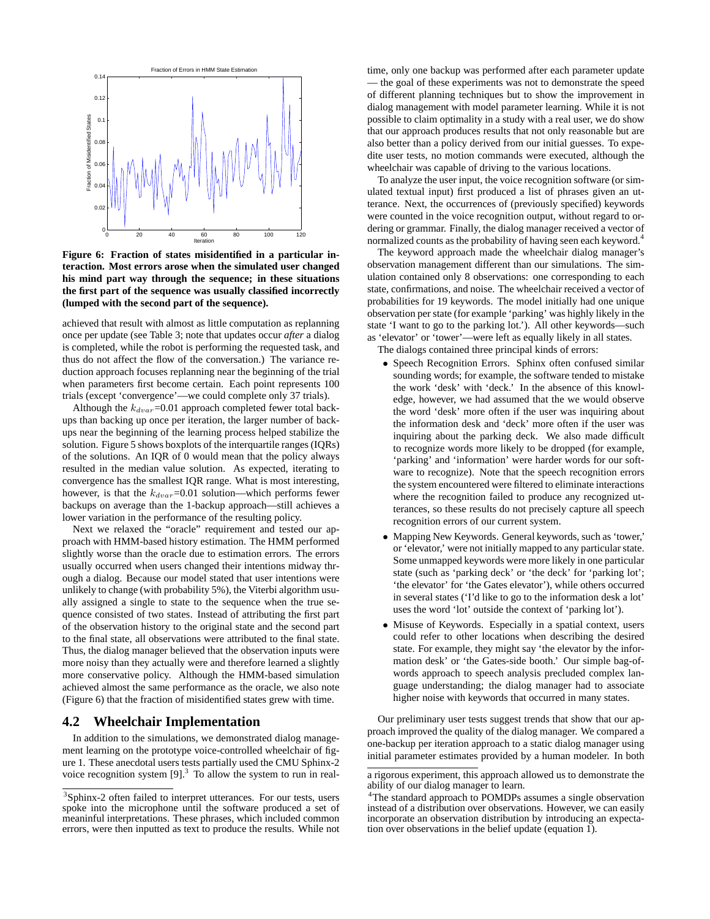Figure 6: Fraction of states misidentified in a particular interaction. Most errors arose when the simulated user changed his mind part way through the sequence; in these situations the first part of the sequence was usually classified incorrectly (lumped with the second part of the sequence).

achieved that result with almost as little computation as replanning once per update (see Table 3; note that updates occur *after* a dialog is completed, while the robot is performing the requested task, and thus do not affect the flow of the conversation.) The variance reduction approach focuses replanning near the beginning of the trial when parameters first become certain. Each point represents 100 trials (except 'convergence'—we could complete only 37 trials).

Although the $k_{dvar}$=0.01 approach completed fewer total backups than backing up once per iteration, the larger number of backups near the beginning of the learning process helped stabilize the solution. Figure 5 shows boxplots of the interquartile ranges (IQRs) of the solutions. An IQR of 0 would mean that the policy always resulted in the median value solution. As expected, iterating to convergence has the smallest IQR range. What is most interesting, however, is that the $k_{dvar}$=0.01 solution—which performs fewer backups on average than the 1-backup approach—still achieves a lower variation in the performance of the resulting policy.

Next we relaxed the "oracle" requirement and tested our approach with HMM-based history estimation. The HMM performed slightly worse than the oracle due to estimation errors. The errors usually occurred when users changed their intentions midway through a dialog. Because our model stated that user intentions were unlikely to change (with probability 5%), the Viterbi algorithm usually assigned a single to state to the sequence when the true sequence consisted of two states. Instead of attributing the first part of the observation history to the original state and the second part to the final state, all observations were attributed to the final state. Thus, the dialog manager believed that the observation inputs were more noisy than they actually were and therefore learned a slightly more conservative policy. Although the HMM-based simulation achieved almost the same performance as the oracle, we also note (Figure 6) that the fraction of misidentified states grew with time.

## 4.2 Wheelchair Implementation

In addition to the simulations, we demonstrated dialog management learning on the prototype voice-controlled wheelchair of figure 1. These anecdotal users tests partially used the CMU Sphinx-2 voice recognition system [9].[3] To allow the system to run in real-time, only one backup was performed after each parameter update — the goal of these experiments was not to demonstrate the speed of different planning techniques but to show the improvement in dialog management with model parameter learning. While it is not possible to claim optimality in a study with a real user, we do show that our approach produces results that not only reasonable but are also better than a policy derived from our initial guesses. To expedite user tests, no motion commands were executed, although the wheelchair was capable of driving to the various locations.

To analyze the user input, the voice recognition software (or simulated textual input) first produced a list of phrases given an utterance. Next, the occurrences of (previously specified) keywords were counted in the voice recognition output, without regard to ordering or grammar. Finally, the dialog manager received a vector of normalized counts as the probability of having seen each keyword.[4]

The keyword approach made the wheelchair dialog manager's observation management different than our simulations. The simulation contained only 8 observations: one corresponding to each state, confirmations, and noise. The wheelchair received a vector of probabilities for 19 keywords. The model initially had one unique observation per state (for example 'parking' was highly likely in the state 'I want to go to the parking lot.'). All other keywords—such as 'elevator' or 'tower'—were left as equally likely in all states.

The dialogs contained three principal kinds of errors:

- Speech Recognition Errors. Sphinx often confused similar sounding words; for example, the software tended to mistake the work 'desk' with 'deck.' In the absence of this knowledge, however, we had assumed that the we would observe the word 'desk' more often if the user was inquiring about the information desk and 'deck' more often if the user was inquiring about the parking deck. We also made difficult to recognize words more likely to be dropped (for example, 'parking' and 'information' were harder words for our software to recognize). Note that the speech recognition errors the system encountered were filtered to eliminate interactions where the recognition failed to produce any recognized utterances, so these results do not precisely capture all speech recognition errors of our current system.
- Mapping New Keywords. General keywords, such as 'tower,' or 'elevator,' were not initially mapped to any particular state. Some unmapped keywords were more likely in one particular state (such as 'parking deck' or 'the deck' for 'parking lot'; 'the elevator' for 'the Gates elevator'), while others occurred in several states ('I'd like to go to the information desk a lot' uses the word 'lot' outside the context of 'parking lot').
- Misuse of Keywords. Especially in a spatial context, users could refer to other locations when describing the desired state. For example, they might say 'the elevator by the information desk' or 'the Gates-side booth.' Our simple bag-of-words approach to speech analysis precluded complex language understanding; the dialog manager had to associate higher noise with keywords that occurred in many states.

Our preliminary user tests suggest trends that show that our approach improved the quality of the dialog manager. We compared a one-backup per iteration approach to a static dialog manager using initial parameter estimates provided by a human modeler. In both

[3]Sphinx-2 often failed to interpret utterances. For our tests, users spoke into the microphone until the software produced a set of meaninful interpretations. These phrases, which included common errors, were then inputted as text to produce the results. While not a rigorous experiment, this approach allowed us to demonstrate the ability of our dialog manager to learn.

[4]The standard approach to POMDPs assumes a single observation instead of a distribution over observations. However, we can easily incorporate an observation distribution by introducing an expectation over observations in the belief update (equation 1).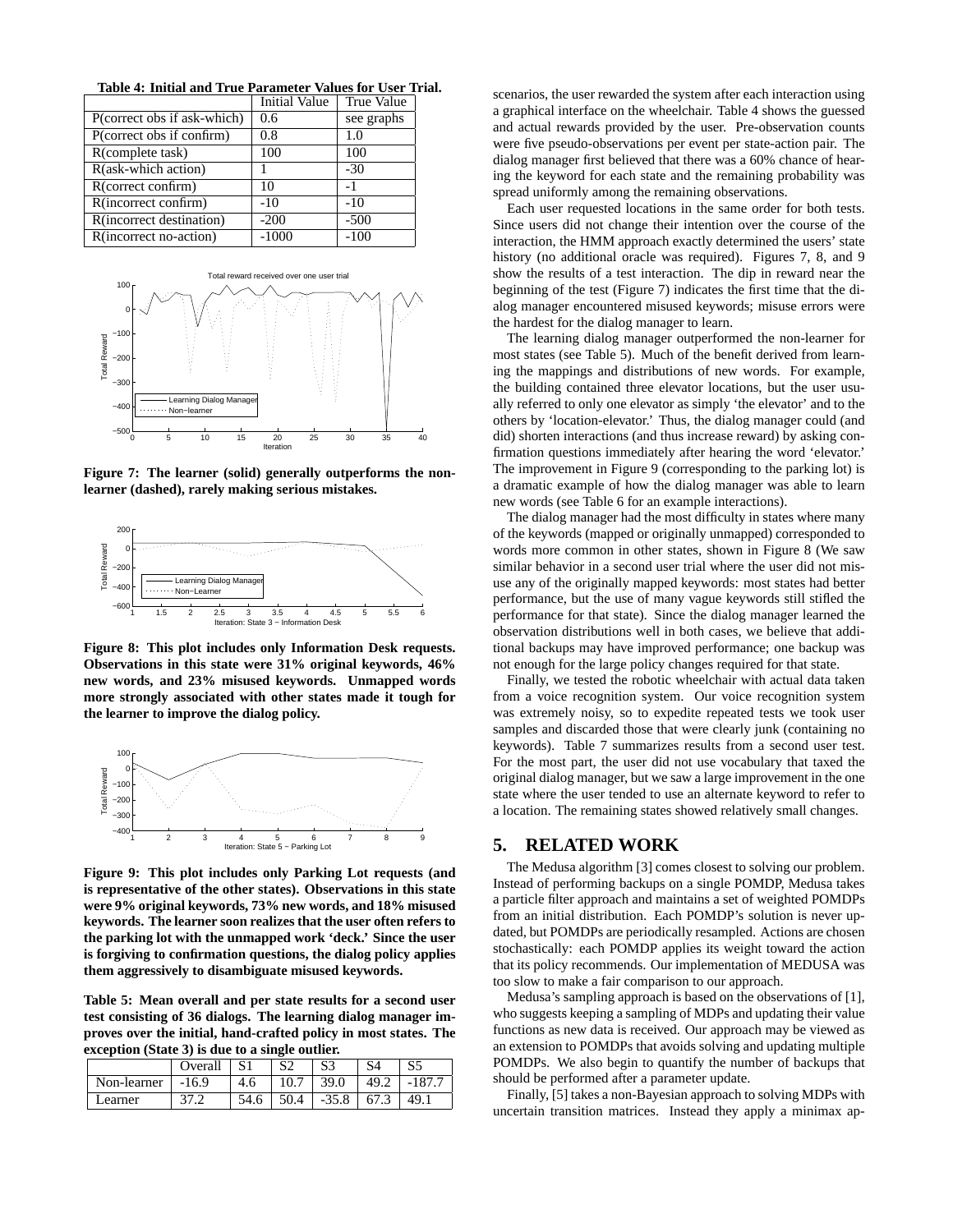**Table 4: Initial and True Parameter Values for User Trial.**

| | Initial Value | True Value |
|---|---|---|
| P(correct obs if ask-which) | 0.6 | see graphs |
| P(correct obs if confirm) | 0.8 | 1.0 |
| R(complete task) | 100 | 100 |
| R(ask-which action) | 1 | -30 |
| R(correct confirm) | 10 | -1 |
| R(incorrect confirm) | -10 | -10 |
| R(incorrect destination) | -200 | -500 |
| R(incorrect no-action) | -1000 | -100 |

**Figure 7: The learner (solid) generally outperforms the non-learner (dashed), rarely making serious mistakes.**

**Figure 8: This plot includes only Information Desk requests. Observations in this state were 31% original keywords, 46% new words, and 23% misused keywords. Unmapped words more strongly associated with other states made it tough for the learner to improve the dialog policy.**

**Figure 9: This plot includes only Parking Lot requests (and is representative of the other states). Observations in this state were 9% original keywords, 73% new words, and 18% misused keywords. The learner soon realizes that the user often refers to the parking lot with the unmapped work 'deck.' Since the user is forgiving to confirmation questions, the dialog policy applies them aggressively to disambiguate misused keywords.**

**Table 5: Mean overall and per state results for a second user test consisting of 36 dialogs. The learning dialog manager improves over the initial, hand-crafted policy in most states. The exception (State 3) is due to a single outlier.**

| | Overall | S1 | S2 | S3 | S4 | S5 |
|---|---|---|---|---|---|---|
| Non-learner | -16.9 | 4.6 | 10.7 | 39.0 | 49.2 | -187.7 |
| Learner | 37.2 | 54.6 | 50.4 | -35.8 | 67.3 | 49.1 |

scenarios, the user rewarded the system after each interaction using a graphical interface on the wheelchair. Table 4 shows the guessed and actual rewards provided by the user. Pre-observation counts were five pseudo-observations per event per state-action pair. The dialog manager first believed that there was a 60% chance of hearing the keyword for each state and the remaining probability was spread uniformly among the remaining observations.

Each user requested locations in the same order for both tests. Since users did not change their intention over the course of the interaction, the HMM approach exactly determined the users' state history (no additional oracle was required). Figures 7, 8, and 9 show the results of a test interaction. The dip in reward near the beginning of the test (Figure 7) indicates the first time that the dialog manager encountered misused keywords; misuse errors were the hardest for the dialog manager to learn.

The learning dialog manager outperformed the non-learner for most states (see Table 5). Much of the benefit derived from learning the mappings and distributions of new words. For example, the building contained three elevator locations, but the user usually referred to only one elevator as simply 'the elevator' and to the others by 'location-elevator.' Thus, the dialog manager could (and did) shorten interactions (and thus increase reward) by asking confirmation questions immediately after hearing the word 'elevator.' The improvement in Figure 9 (corresponding to the parking lot) is a dramatic example of how the dialog manager was able to learn new words (see Table 6 for an example interactions).

The dialog manager had the most difficulty in states where many of the keywords (mapped or originally unmapped) corresponded to words more common in other states, shown in Figure 8 (We saw similar behavior in a second user trial where the user did not misuse any of the originally mapped keywords: most states had better performance, but the use of many vague keywords still stifled the performance for that state). Since the dialog manager learned the observation distributions well in both cases, we believe that additional backups may have improved performance; one backup was not enough for the large policy changes required for that state.

Finally, we tested the robotic wheelchair with actual data taken from a voice recognition system. Our voice recognition system was extremely noisy, so to expedite repeated tests we took user samples and discarded those that were clearly junk (containing no keywords). Table 7 summarizes results from a second user test. For the most part, the user did not use vocabulary that taxed the original dialog manager, but we saw a large improvement in the one state where the user tended to use an alternate keyword to refer to a location. The remaining states showed relatively small changes.

## 5. RELATED WORK

The Medusa algorithm [3] comes closest to solving our problem. Instead of performing backups on a single POMDP, Medusa takes a particle filter approach and maintains a set of weighted POMDPs from an initial distribution. Each POMDP's solution is never updated, but POMDPs are periodically resampled. Actions are chosen stochastically: each POMDP applies its weight toward the action that its policy recommends. Our implementation of MEDUSA was too slow to make a fair comparison to our approach.

Medusa's sampling approach is based on the observations of [1], who suggests keeping a sampling of MDPs and updating their value functions as new data is received. Our approach may be viewed as an extension to POMDPs that avoids solving and updating multiple POMDPs. We also begin to quantify the number of backups that should be performed after a parameter update.

Finally, [5] takes a non-Bayesian approach to solving MDPs with uncertain transition matrices. Instead they apply a minimax ap-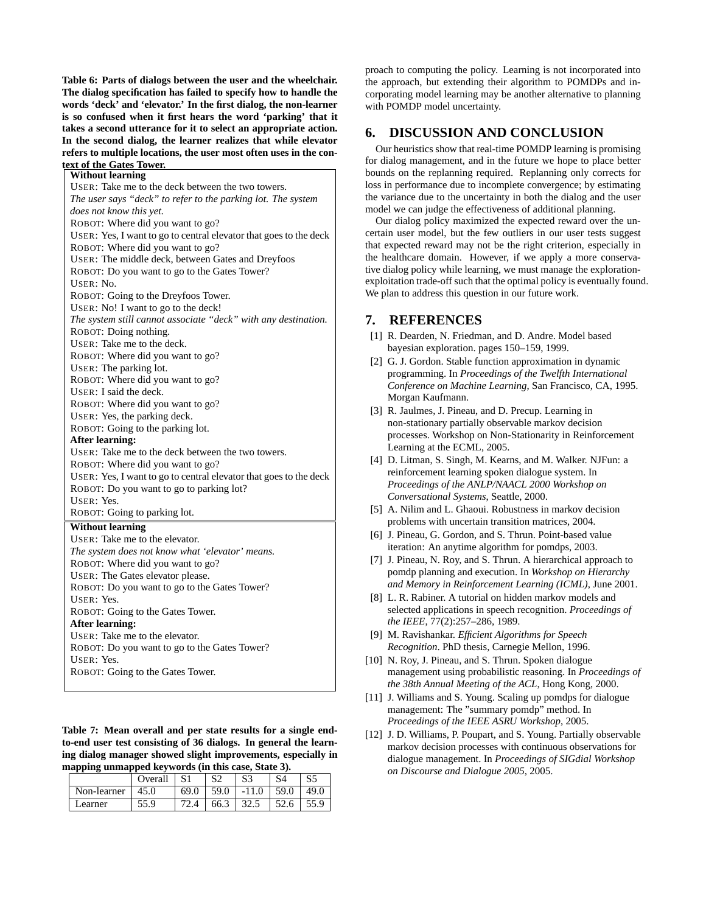**Table 6: Parts of dialogs between the user and the wheelchair. The dialog specification has failed to specify how to handle the words 'deck' and 'elevator.' In the first dialog, the non-learner is so confused when it first hears the word 'parking' that it takes a second utterance for it to select an appropriate action. In the second dialog, the learner realizes that while elevator refers to multiple locations, the user most often uses in the context of the Gates Tower.**

**Without learning**

USER: Take me to the deck between the two towers.
*The user says "deck" to refer to the parking lot. The system does not know this yet.*
ROBOT: Where did you want to go?
USER: Yes, I want to go to central elevator that goes to the deck
ROBOT: Where did you want to go?
USER: The middle deck, between Gates and Dreyfoos
ROBOT: Do you want to go to the Gates Tower?
USER: No.
ROBOT: Going to the Dreyfoos Tower.
USER: No! I want to go to the deck!
*The system still cannot associate "deck" with any destination.*
ROBOT: Doing nothing.
USER: Take me to the deck.
ROBOT: Where did you want to go?
USER: The parking lot.
ROBOT: Where did you want to go?
USER: I said the deck.
ROBOT: Where did you want to go?
USER: Yes, the parking deck.
ROBOT: Going to the parking lot.

**After learning:**

USER: Take me to the deck between the two towers.
ROBOT: Where did you want to go?
USER: Yes, I want to go to central elevator that goes to the deck
ROBOT: Do you want to go to parking lot?
USER: Yes.
ROBOT: Going to parking lot.

**Without learning**

USER: Take me to the elevator.
*The system does not know what 'elevator' means.*
ROBOT: Where did you want to go?
USER: The Gates elevator please.
ROBOT: Do you want to go to the Gates Tower?
USER: Yes.
ROBOT: Going to the Gates Tower.

**After learning:**

USER: Take me to the elevator.
ROBOT: Do you want to go to the Gates Tower?
USER: Yes.
ROBOT: Going to the Gates Tower.

**Table 7: Mean overall and per state results for a single end-to-end user test consisting of 36 dialogs. In general the learning dialog manager showed slight improvements, especially in mapping unmapped keywords (in this case, State 3).**

| | Overall | S1 | S2 | S3 | S4 | S5 |
|---|---|---|---|---|---|---|
| Non-learner | 45.0 | 69.0 | 59.0 | -11.0 | 59.0 | 49.0 |
| Learner | 55.9 | 72.4 | 66.3 | 32.5 | 52.6 | 55.9 |

proach to computing the policy. Learning is not incorporated into the approach, but extending their algorithm to POMDPs and incorporating model learning may be another alternative to planning with POMDP model uncertainty.

## 6. DISCUSSION AND CONCLUSION

Our heuristics show that real-time POMDP learning is promising for dialog management, and in the future we hope to place better bounds on the replanning required. Replanning only corrects for loss in performance due to incomplete convergence; by estimating the variance due to the uncertainty in both the dialog and the user model we can judge the effectiveness of additional planning.

Our dialog policy maximized the expected reward over the uncertain user model, but the few outliers in our user tests suggest that expected reward may not be the right criterion, especially in the healthcare domain. However, if we apply a more conservative dialog policy while learning, we must manage the exploration-exploitation trade-off such that the optimal policy is eventually found. We plan to address this question in our future work.

## 7. REFERENCES

[1] R. Dearden, N. Friedman, and D. Andre. Model based bayesian exploration. pages 150–159, 1999.

[2] G. J. Gordon. Stable function approximation in dynamic programming. In *Proceedings of the Twelfth International Conference on Machine Learning*, San Francisco, CA, 1995. Morgan Kaufmann.

[3] R. Jaulmes, J. Pineau, and D. Precup. Learning in non-stationary partially observable markov decision processes. Workshop on Non-Stationarity in Reinforcement Learning at the ECML, 2005.

[4] D. Litman, S. Singh, M. Kearns, and M. Walker. NJFun: a reinforcement learning spoken dialogue system. In *Proceedings of the ANLP/NAACL 2000 Workshop on Conversational Systems*, Seattle, 2000.

[5] A. Nilim and L. Ghaoui. Robustness in markov decision problems with uncertain transition matrices, 2004.

[6] J. Pineau, G. Gordon, and S. Thrun. Point-based value iteration: An anytime algorithm for pomdps, 2003.

[7] J. Pineau, N. Roy, and S. Thrun. A hierarchical approach to pomdp planning and execution. In *Workshop on Hierarchy and Memory in Reinforcement Learning (ICML)*, June 2001.

[8] L. R. Rabiner. A tutorial on hidden markov models and selected applications in speech recognition. *Proceedings of the IEEE*, 77(2):257–286, 1989.

[9] M. Ravishankar. *Efficient Algorithms for Speech Recognition*. PhD thesis, Carnegie Mellon, 1996.

[10] N. Roy, J. Pineau, and S. Thrun. Spoken dialogue management using probabilistic reasoning. In *Proceedings of the 38th Annual Meeting of the ACL*, Hong Kong, 2000.

[11] J. Williams and S. Young. Scaling up pomdps for dialogue management: The "summary pomdp" method. In *Proceedings of the IEEE ASRU Workshop*, 2005.

[12] J. D. Williams, P. Poupart, and S. Young. Partially observable markov decision processes with continuous observations for dialogue management. In *Proceedings of SIGdial Workshop on Discourse and Dialogue 2005*, 2005.